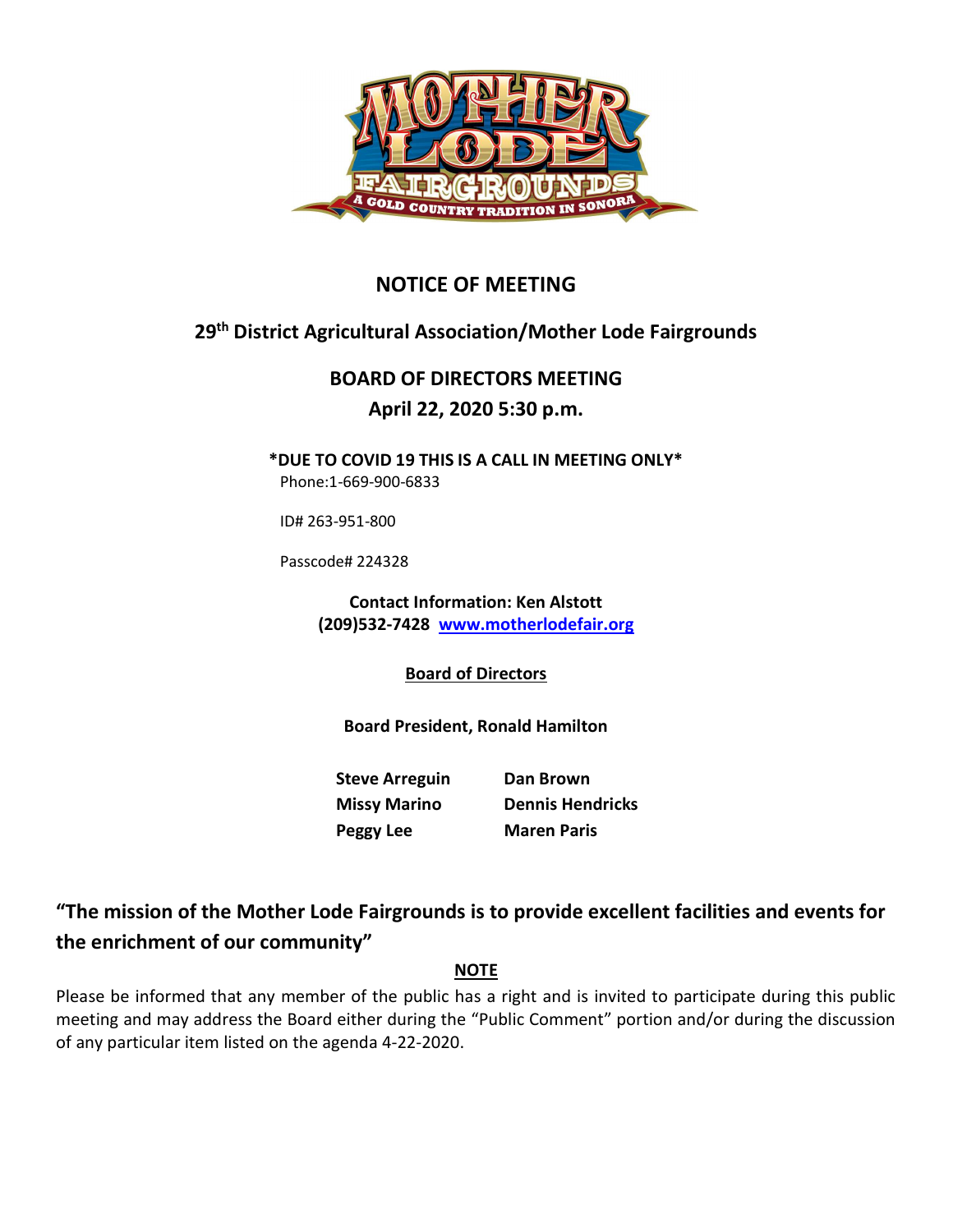# NOTICE OF MEETING

## 29th District Agricultural Association/Mother Lode Fairgrounds

## BOARD OF DIRECTORS MEETING

## April 22, 2020 5:30 p.m.

**\*DUE TO COVID 19 THIS IS A CALL IN MEETING ONLY\***

Phone:1-669-900-6833

ID# 263-951-800

Passcode# 224328

**Contact Information: Ken Alstott**
**(209)532-7428 [www.motherlodefair.org](http://www.motherlodefair.org)**

**Board of Directors**

**Board President, Ronald Hamilton**

| | |
|---|---|
| **Steve Arreguin** | **Dan Brown** |
| **Missy Marino** | **Dennis Hendricks** |
| **Peggy Lee** | **Maren Paris** |

## "The mission of the Mother Lode Fairgrounds is to provide excellent facilities and events for the enrichment of our community"

**NOTE**

Please be informed that any member of the public has a right and is invited to participate during this public meeting and may address the Board either during the "Public Comment" portion and/or during the discussion of any particular item listed on the agenda 4-22-2020.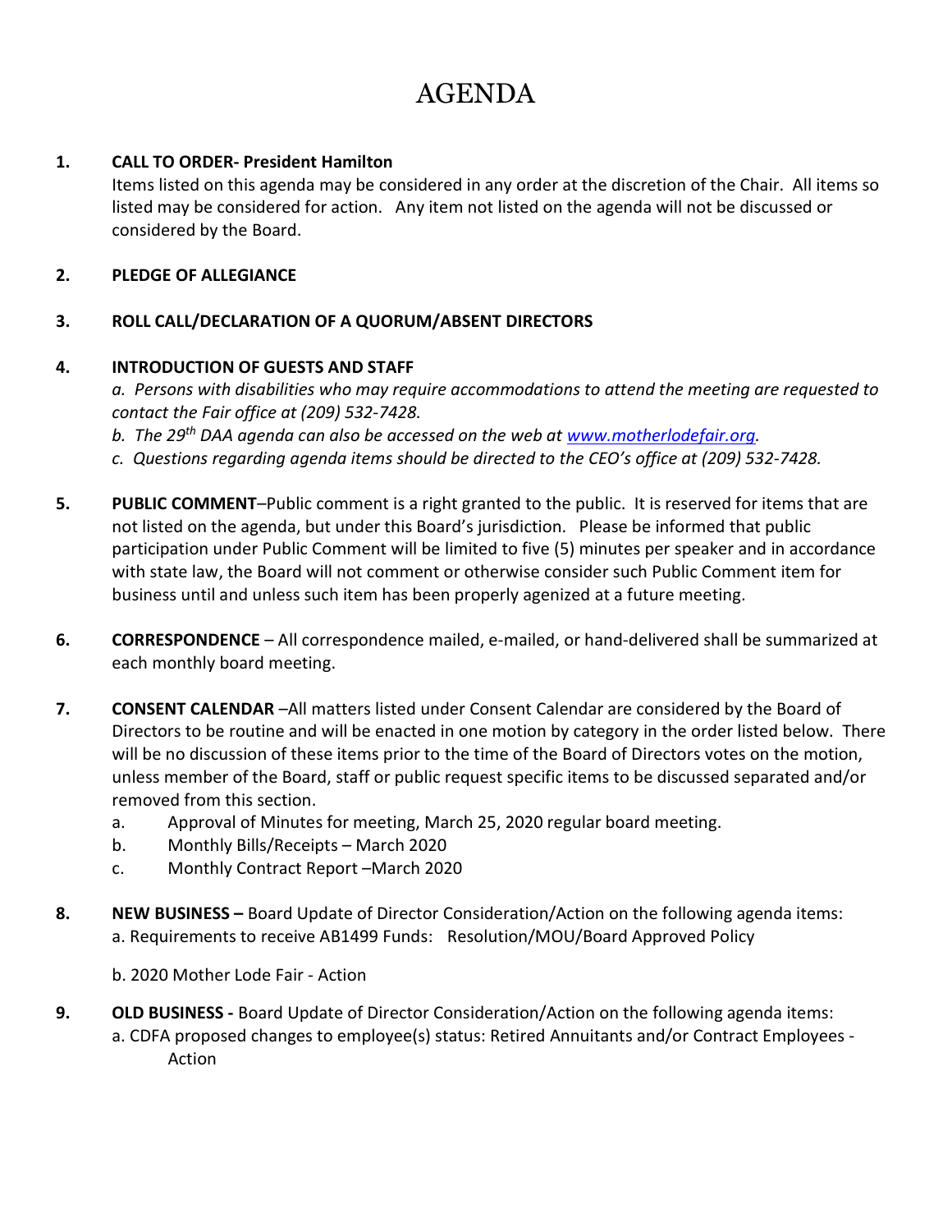# AGENDA

1. **CALL TO ORDER- President Hamilton**

   Items listed on this agenda may be considered in any order at the discretion of the Chair. All items so listed may be considered for action. Any item not listed on the agenda will not be discussed or considered by the Board.

2. **PLEDGE OF ALLEGIANCE**

3. **ROLL CALL/DECLARATION OF A QUORUM/ABSENT DIRECTORS**

4. **INTRODUCTION OF GUESTS AND STAFF**

   *a. Persons with disabilities who may require accommodations to attend the meeting are requested to contact the Fair office at (209) 532-7428.*

   *b. The 29th DAA agenda can also be accessed on the web at [www.motherlodefair.org](http://www.motherlodefair.org).*

   *c. Questions regarding agenda items should be directed to the CEO's office at (209) 532-7428.*

5. **PUBLIC COMMENT**–Public comment is a right granted to the public. It is reserved for items that are not listed on the agenda, but under this Board's jurisdiction. Please be informed that public participation under Public Comment will be limited to five (5) minutes per speaker and in accordance with state law, the Board will not comment or otherwise consider such Public Comment item for business until and unless such item has been properly agenized at a future meeting.

6. **CORRESPONDENCE** – All correspondence mailed, e-mailed, or hand-delivered shall be summarized at each monthly board meeting.

7. **CONSENT CALENDAR** –All matters listed under Consent Calendar are considered by the Board of Directors to be routine and will be enacted in one motion by category in the order listed below. There will be no discussion of these items prior to the time of the Board of Directors votes on the motion, unless member of the Board, staff or public request specific items to be discussed separated and/or removed from this section.

   a. Approval of Minutes for meeting, March 25, 2020 regular board meeting.

   b. Monthly Bills/Receipts – March 2020

   c. Monthly Contract Report –March 2020

8. **NEW BUSINESS –** Board Update of Director Consideration/Action on the following agenda items:

   a. Requirements to receive AB1499 Funds: Resolution/MOU/Board Approved Policy

   b. 2020 Mother Lode Fair - Action

9. **OLD BUSINESS -** Board Update of Director Consideration/Action on the following agenda items:

   a. CDFA proposed changes to employee(s) status: Retired Annuitants and/or Contract Employees - Action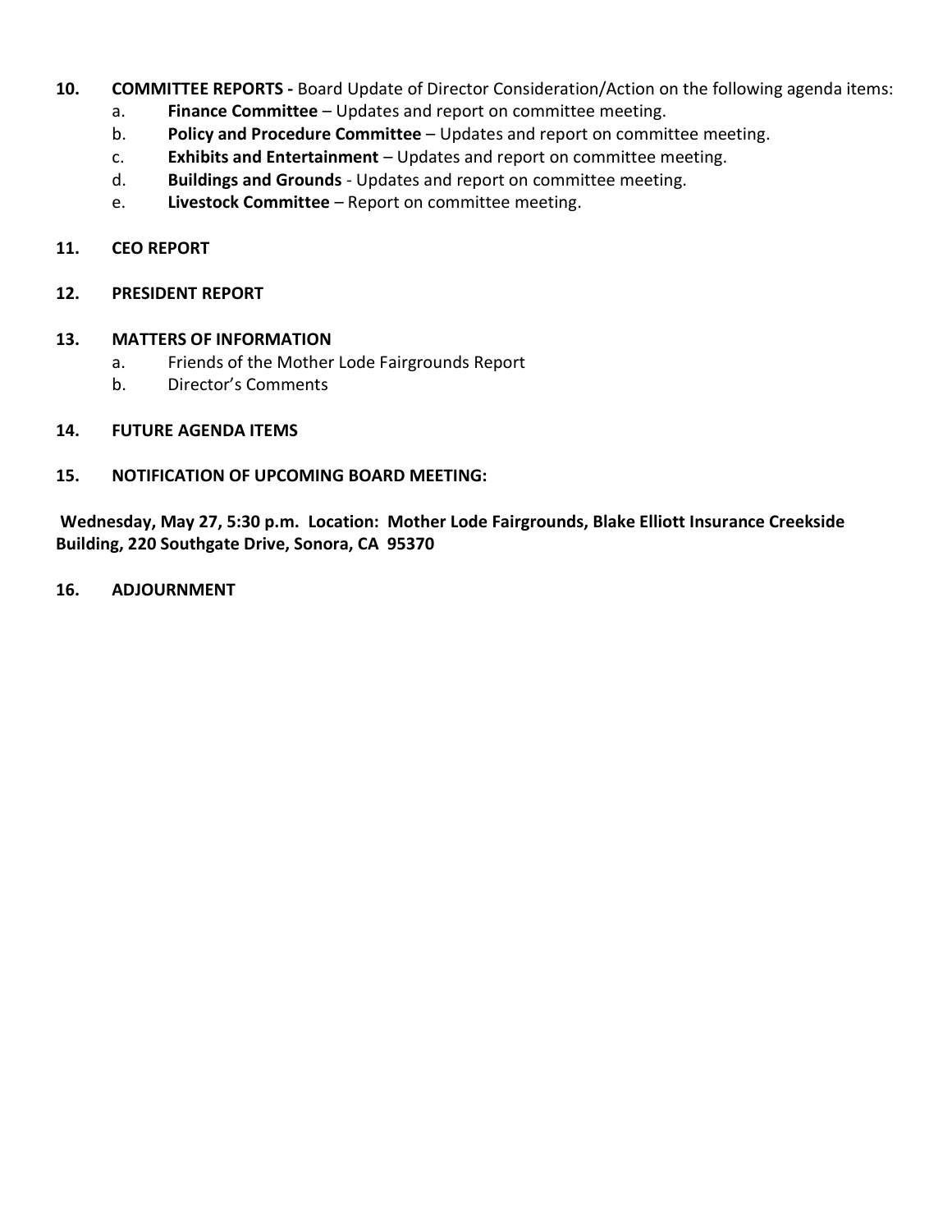**10. COMMITTEE REPORTS -** Board Update of Director Consideration/Action on the following agenda items:

a. **Finance Committee** – Updates and report on committee meeting.
b. **Policy and Procedure Committee** – Updates and report on committee meeting.
c. **Exhibits and Entertainment** – Updates and report on committee meeting.
d. **Buildings and Grounds** - Updates and report on committee meeting.
e. **Livestock Committee** – Report on committee meeting.

**11. CEO REPORT**

**12. PRESIDENT REPORT**

**13. MATTERS OF INFORMATION**

a. Friends of the Mother Lode Fairgrounds Report
b. Director's Comments

**14. FUTURE AGENDA ITEMS**

**15. NOTIFICATION OF UPCOMING BOARD MEETING:**

**Wednesday, May 27, 5:30 p.m. Location: Mother Lode Fairgrounds, Blake Elliott Insurance Creekside Building, 220 Southgate Drive, Sonora, CA 95370**

**16. ADJOURNMENT**